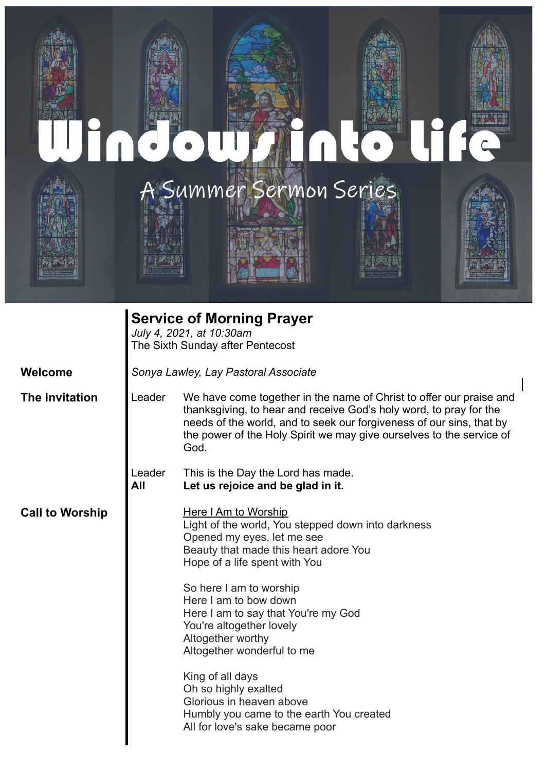# Windows into Life

## A Summer Sermon Series

## Service of Morning Prayer

*July 4, 2021, at 10:30am*
The Sixth Sunday after Pentecost

**Welcome**

*Sonya Lawley, Lay Pastoral Associate*

**The Invitation**

Leader We have come together in the name of Christ to offer our praise and thanksgiving, to hear and receive God's holy word, to pray for the needs of the world, and to seek our forgiveness of our sins, that by the power of the Holy Spirit we may give ourselves to the service of God.

Leader This is the Day the Lord has made.
**All** **Let us rejoice and be glad in it.**

**Call to Worship**

Here I Am to Worship

Light of the world, You stepped down into darkness
Opened my eyes, let me see
Beauty that made this heart adore You
Hope of a life spent with You

So here I am to worship
Here I am to bow down
Here I am to say that You're my God
You're altogether lovely
Altogether worthy
Altogether wonderful to me

King of all days
Oh so highly exalted
Glorious in heaven above
Humbly you came to the earth You created
All for love's sake became poor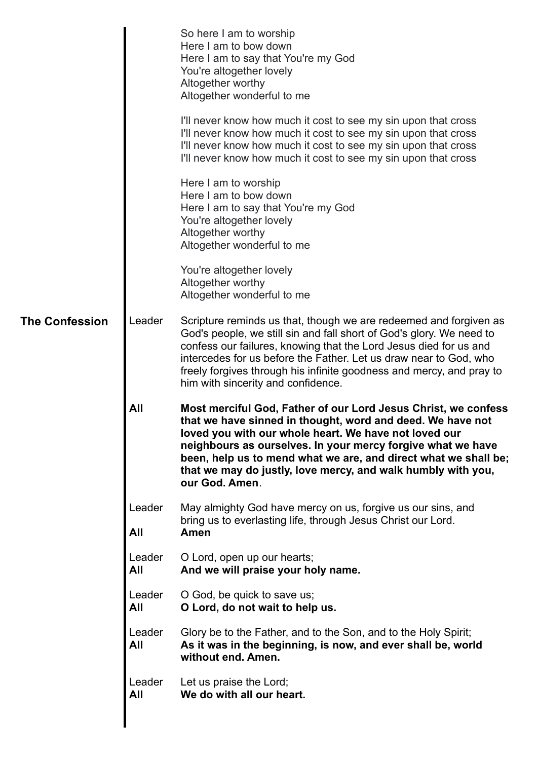So here I am to worship
Here I am to bow down
Here I am to say that You're my God
You're altogether lovely
Altogether worthy
Altogether wonderful to me

I'll never know how much it cost to see my sin upon that cross
I'll never know how much it cost to see my sin upon that cross
I'll never know how much it cost to see my sin upon that cross
I'll never know how much it cost to see my sin upon that cross

Here I am to worship
Here I am to bow down
Here I am to say that You're my God
You're altogether lovely
Altogether worthy
Altogether wonderful to me

You're altogether lovely
Altogether worthy
Altogether wonderful to me

## The Confession

Leader: Scripture reminds us that, though we are redeemed and forgiven as God's people, we still sin and fall short of God's glory. We need to confess our failures, knowing that the Lord Jesus died for us and intercedes for us before the Father. Let us draw near to God, who freely forgives through his infinite goodness and mercy, and pray to him with sincerity and confidence.

**All: Most merciful God, Father of our Lord Jesus Christ, we confess that we have sinned in thought, word and deed. We have not loved you with our whole heart. We have not loved our neighbours as ourselves. In your mercy forgive what we have been, help us to mend what we are, and direct what we shall be; that we may do justly, love mercy, and walk humbly with you, our God. Amen**.

Leader: May almighty God have mercy on us, forgive us our sins, and bring us to everlasting life, through Jesus Christ our Lord.
**All: Amen**

Leader: O Lord, open up our hearts;
**All: And we will praise your holy name.**

Leader: O God, be quick to save us;
**All: O Lord, do not wait to help us.**

Leader: Glory be to the Father, and to the Son, and to the Holy Spirit;
**All: As it was in the beginning, is now, and ever shall be, world without end. Amen.**

Leader: Let us praise the Lord;
**All: We do with all our heart.**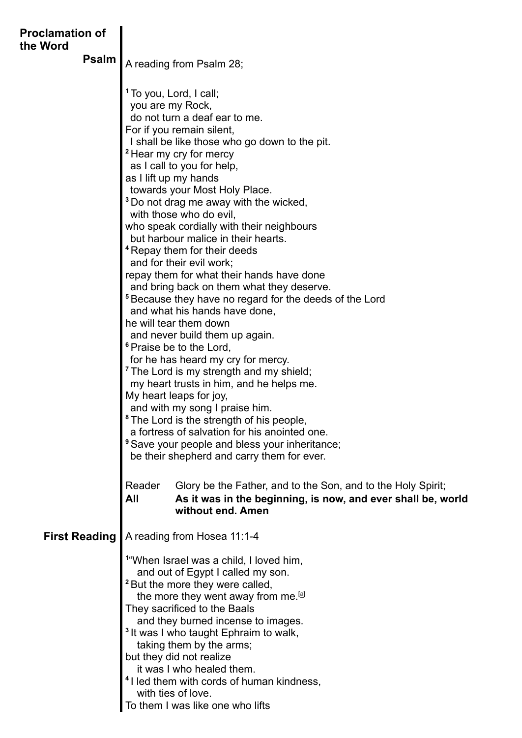## Proclamation of the Word

### Psalm

A reading from Psalm 28;

[1] To you, Lord, I call;
  you are my Rock,
  do not turn a deaf ear to me.
For if you remain silent,
  I shall be like those who go down to the pit.
[2] Hear my cry for mercy
  as I call to you for help,
as I lift up my hands
  towards your Most Holy Place.
[3] Do not drag me away with the wicked,
  with those who do evil,
who speak cordially with their neighbours
  but harbour malice in their hearts.
[4] Repay them for their deeds
  and for their evil work;
repay them for what their hands have done
  and bring back on them what they deserve.
[5] Because they have no regard for the deeds of the Lord
  and what his hands have done,
he will tear them down
  and never build them up again.
[6] Praise be to the Lord,
  for he has heard my cry for mercy.
[7] The Lord is my strength and my shield;
  my heart trusts in him, and he helps me.
My heart leaps for joy,
  and with my song I praise him.
[8] The Lord is the strength of his people,
  a fortress of salvation for his anointed one.
[9] Save your people and bless your inheritance;
  be their shepherd and carry them for ever.

Reader Glory be the Father, and to the Son, and to the Holy Spirit;
**All As it was in the beginning, is now, and ever shall be, world without end. Amen**

### First Reading

A reading from Hosea 11:1-4

[1]"When Israel was a child, I loved him,
  and out of Egypt I called my son.
[2] But the more they were called,
  the more they went away from me.[a]
They sacrificed to the Baals
  and they burned incense to images.
[3] It was I who taught Ephraim to walk,
  taking them by the arms;
but they did not realize
  it was I who healed them.
[4] I led them with cords of human kindness,
  with ties of love.
To them I was like one who lifts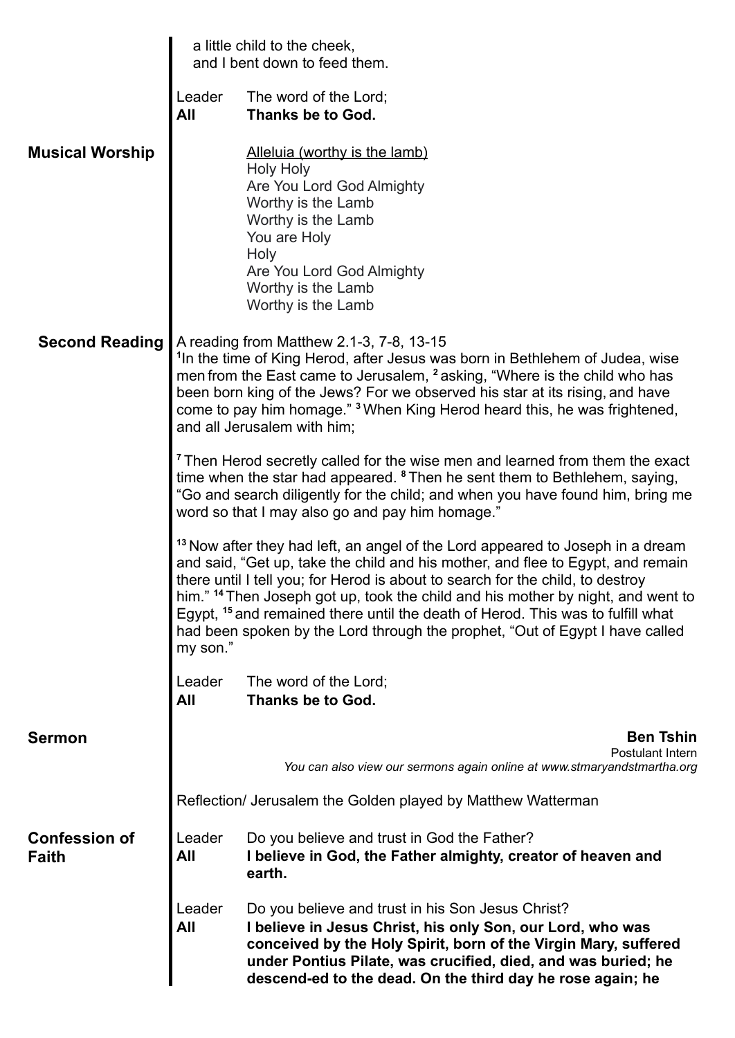a little child to the cheek,
and I bent down to feed them.

Leader The word of the Lord;
**All Thanks be to God.**

## Musical Worship

Alleluia (worthy is the lamb)
Holy Holy
Are You Lord God Almighty
Worthy is the Lamb
Worthy is the Lamb
You are Holy
Holy
Are You Lord God Almighty
Worthy is the Lamb
Worthy is the Lamb

## Second Reading

A reading from Matthew 2.1-3, 7-8, 13-15
[1]In the time of King Herod, after Jesus was born in Bethlehem of Judea, wise men from the East came to Jerusalem, [2] asking, "Where is the child who has been born king of the Jews? For we observed his star at its rising, and have come to pay him homage." [3] When King Herod heard this, he was frightened, and all Jerusalem with him;

[7] Then Herod secretly called for the wise men and learned from them the exact time when the star had appeared. [8] Then he sent them to Bethlehem, saying, "Go and search diligently for the child; and when you have found him, bring me word so that I may also go and pay him homage."

[13] Now after they had left, an angel of the Lord appeared to Joseph in a dream and said, "Get up, take the child and his mother, and flee to Egypt, and remain there until I tell you; for Herod is about to search for the child, to destroy him." [14] Then Joseph got up, took the child and his mother by night, and went to Egypt, [15] and remained there until the death of Herod. This was to fulfill what had been spoken by the Lord through the prophet, "Out of Egypt I have called my son."

Leader The word of the Lord;
**All Thanks be to God.**

## Sermon

**Ben Tshin**
Postulant Intern
*You can also view our sermons again online at www.stmaryandstmartha.org*

Reflection/ Jerusalem the Golden played by Matthew Watterman

## Confession of Faith

Leader Do you believe and trust in God the Father?
**All I believe in God, the Father almighty, creator of heaven and earth.**

Leader Do you believe and trust in his Son Jesus Christ?
**All I believe in Jesus Christ, his only Son, our Lord, who was conceived by the Holy Spirit, born of the Virgin Mary, suffered under Pontius Pilate, was crucified, died, and was buried; he descend-ed to the dead. On the third day he rose again; he**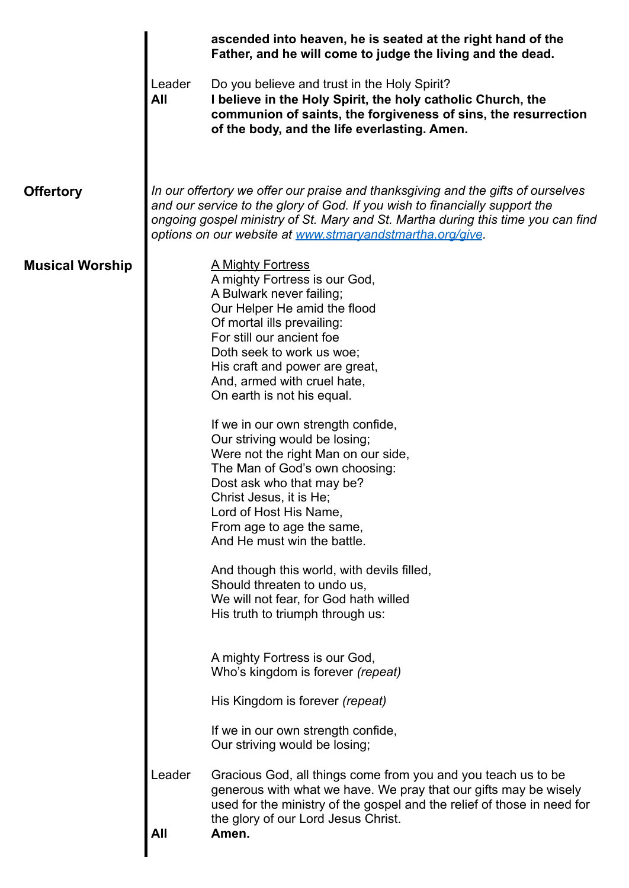**ascended into heaven, he is seated at the right hand of the Father, and he will come to judge the living and the dead.**

Leader Do you believe and trust in the Holy Spirit?

**All** **I believe in the Holy Spirit, the holy catholic Church, the communion of saints, the forgiveness of sins, the resurrection of the body, and the life everlasting. Amen.**

**Offertory**

*In our offertory we offer our praise and thanksgiving and the gifts of ourselves and our service to the glory of God. If you wish to financially support the ongoing gospel ministry of St. Mary and St. Martha during this time you can find options on our website at [www.stmaryandstmartha.org/give](http://www.stmaryandstmartha.org/give).*

**Musical Worship**

A Mighty Fortress

A mighty Fortress is our God,
A Bulwark never failing;
Our Helper He amid the flood
Of mortal ills prevailing:
For still our ancient foe
Doth seek to work us woe;
His craft and power are great,
And, armed with cruel hate,
On earth is not his equal.

If we in our own strength confide,
Our striving would be losing;
Were not the right Man on our side,
The Man of God's own choosing:
Dost ask who that may be?
Christ Jesus, it is He;
Lord of Host His Name,
From age to age the same,
And He must win the battle.

And though this world, with devils filled,
Should threaten to undo us,
We will not fear, for God hath willed
His truth to triumph through us:

A mighty Fortress is our God,
Who's kingdom is forever *(repeat)*

His Kingdom is forever *(repeat)*

If we in our own strength confide,
Our striving would be losing;

Leader Gracious God, all things come from you and you teach us to be generous with what we have. We pray that our gifts may be wisely used for the ministry of the gospel and the relief of those in need for the glory of our Lord Jesus Christ.

**All** **Amen.**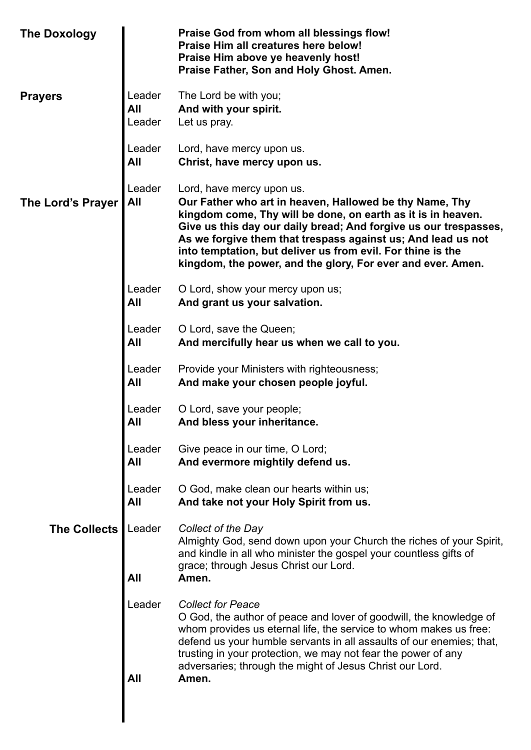## The Doxology

**Praise God from whom all blessings flow!**
**Praise Him all creatures here below!**
**Praise Him above ye heavenly host!**
**Praise Father, Son and Holy Ghost. Amen.**

## Prayers

Leader The Lord be with you;
**All And with your spirit.**
Leader Let us pray.

Leader Lord, have mercy upon us.
**All Christ, have mercy upon us.**

Leader Lord, have mercy upon us.

## The Lord's Prayer

**All Our Father who art in heaven, Hallowed be thy Name, Thy kingdom come, Thy will be done, on earth as it is in heaven. Give us this day our daily bread; And forgive us our trespasses, As we forgive them that trespass against us; And lead us not into temptation, but deliver us from evil. For thine is the kingdom, the power, and the glory, For ever and ever. Amen.**

Leader O Lord, show your mercy upon us;
**All And grant us your salvation.**

Leader O Lord, save the Queen;
**All And mercifully hear us when we call to you.**

Leader Provide your Ministers with righteousness;
**All And make your chosen people joyful.**

Leader O Lord, save your people;
**All And bless your inheritance.**

Leader Give peace in our time, O Lord;
**All And evermore mightily defend us.**

Leader O God, make clean our hearts within us;
**All And take not your Holy Spirit from us.**

## The Collects

Leader *Collect of the Day*
Almighty God, send down upon your Church the riches of your Spirit, and kindle in all who minister the gospel your countless gifts of grace; through Jesus Christ our Lord.
**All Amen.**

Leader *Collect for Peace*
O God, the author of peace and lover of goodwill, the knowledge of whom provides us eternal life, the service to whom makes us free: defend us your humble servants in all assaults of our enemies; that, trusting in your protection, we may not fear the power of any adversaries; through the might of Jesus Christ our Lord.
**All Amen.**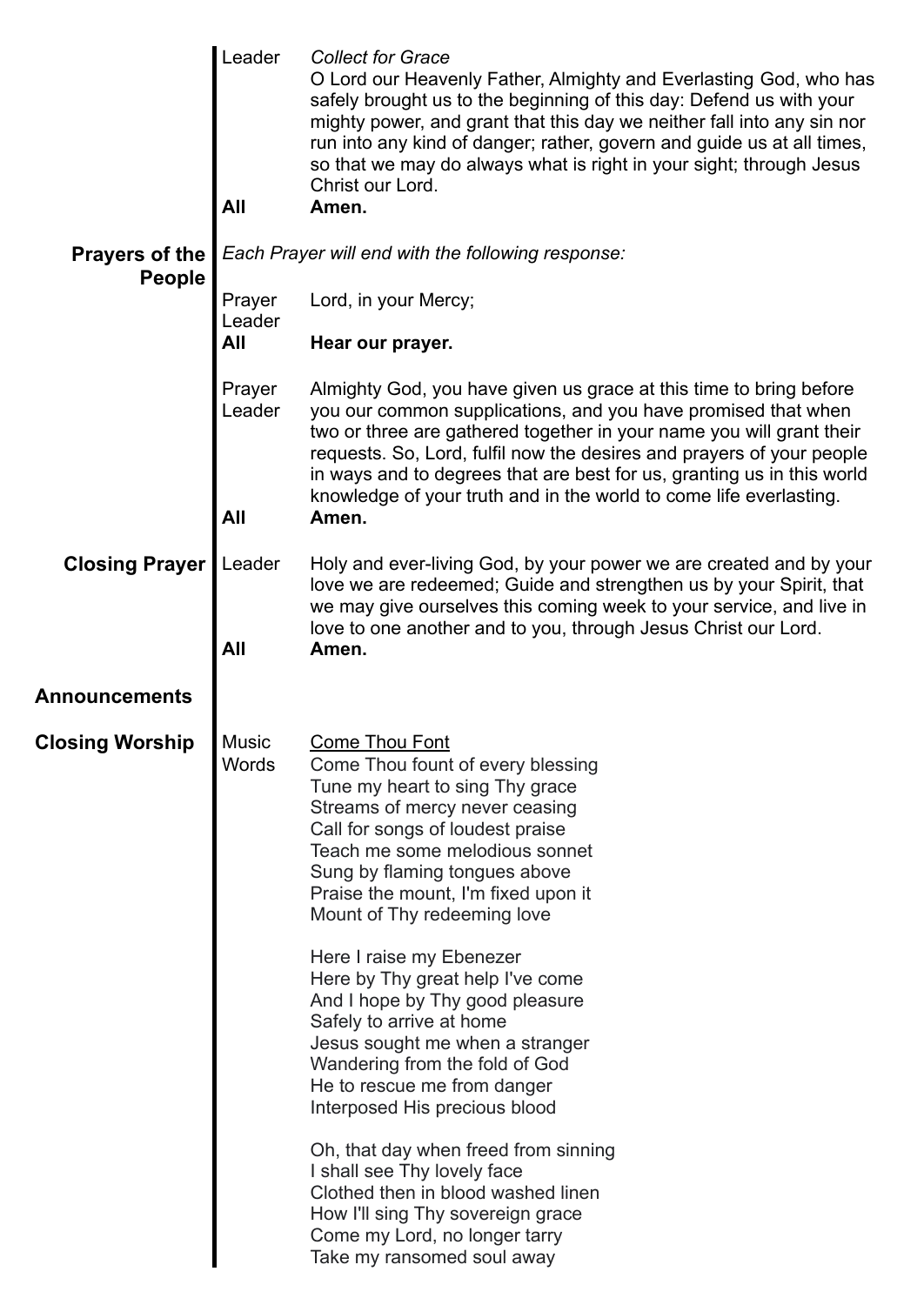| | | |
|---|---|---|
| | Leader | *Collect for Grace*<br>O Lord our Heavenly Father, Almighty and Everlasting God, who has safely brought us to the beginning of this day: Defend us with your mighty power, and grant that this day we neither fall into any sin nor run into any kind of danger; rather, govern and guide us at all times, so that we may do always what is right in your sight; through Jesus Christ our Lord. |
| | **All** | **Amen.** |
| **Prayers of the People** | *Each Prayer will end with the following response:* | |
| | Prayer Leader | Lord, in your Mercy; |
| | **All** | **Hear our prayer.** |
| | Prayer Leader | Almighty God, you have given us grace at this time to bring before you our common supplications, and you have promised that when two or three are gathered together in your name you will grant their requests. So, Lord, fulfil now the desires and prayers of your people in ways and to degrees that are best for us, granting us in this world knowledge of your truth and in the world to come life everlasting. |
| | **All** | **Amen.** |
| **Closing Prayer** | Leader | Holy and ever-living God, by your power we are created and by your love we are redeemed; Guide and strengthen us by your Spirit, that we may give ourselves this coming week to your service, and live in love to one another and to you, through Jesus Christ our Lord. |
| | **All** | **Amen.** |

**Announcements**

**Closing Worship**

Music Words

<u>Come Thou Font</u>

Come Thou fount of every blessing
Tune my heart to sing Thy grace
Streams of mercy never ceasing
Call for songs of loudest praise
Teach me some melodious sonnet
Sung by flaming tongues above
Praise the mount, I'm fixed upon it
Mount of Thy redeeming love

Here I raise my Ebenezer
Here by Thy great help I've come
And I hope by Thy good pleasure
Safely to arrive at home
Jesus sought me when a stranger
Wandering from the fold of God
He to rescue me from danger
Interposed His precious blood

Oh, that day when freed from sinning
I shall see Thy lovely face
Clothed then in blood washed linen
How I'll sing Thy sovereign grace
Come my Lord, no longer tarry
Take my ransomed soul away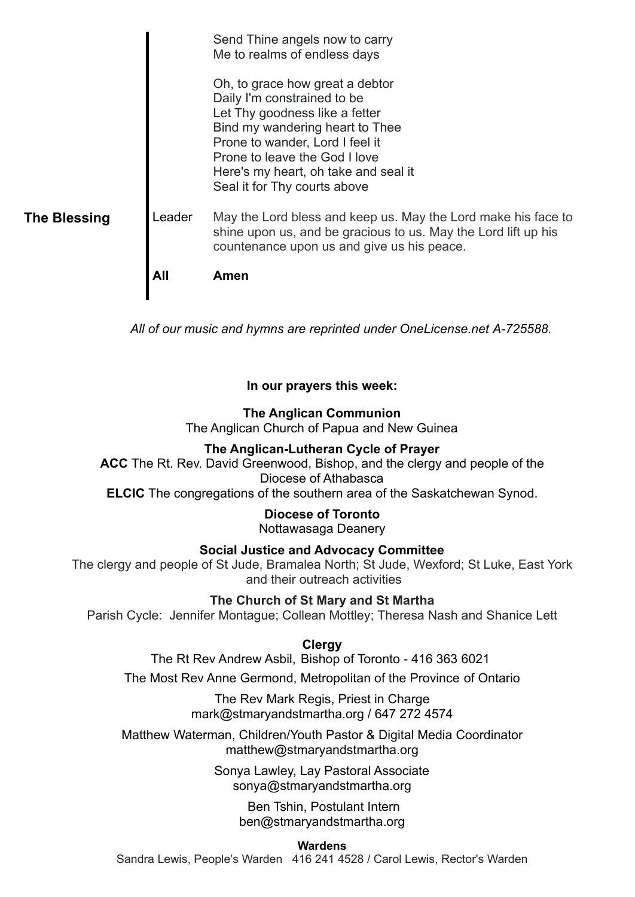Send Thine angels now to carry
Me to realms of endless days

Oh, to grace how great a debtor
Daily I'm constrained to be
Let Thy goodness like a fetter
Bind my wandering heart to Thee
Prone to wander, Lord I feel it
Prone to leave the God I love
Here's my heart, oh take and seal it
Seal it for Thy courts above

**The Blessing**

Leader — May the Lord bless and keep us. May the Lord make his face to shine upon us, and be gracious to us. May the Lord lift up his countenance upon us and give us his peace.

**All — Amen**

*All of our music and hymns are reprinted under OneLicense.net A-725588.*

**In our prayers this week:**

**The Anglican Communion**
The Anglican Church of Papua and New Guinea

**The Anglican-Lutheran Cycle of Prayer**
**ACC** The Rt. Rev. David Greenwood, Bishop, and the clergy and people of the Diocese of Athabasca
**ELCIC** The congregations of the southern area of the Saskatchewan Synod.

**Diocese of Toronto**
Nottawasaga Deanery

**Social Justice and Advocacy Committee**
The clergy and people of St Jude, Bramalea North; St Jude, Wexford; St Luke, East York and their outreach activities

**The Church of St Mary and St Martha**
Parish Cycle: Jennifer Montague; Collean Mottley; Theresa Nash and Shanice Lett

**Clergy**
The Rt Rev Andrew Asbil, Bishop of Toronto - 416 363 6021

The Most Rev Anne Germond, Metropolitan of the Province of Ontario

The Rev Mark Regis, Priest in Charge
mark@stmaryandstmartha.org / 647 272 4574

Matthew Waterman, Children/Youth Pastor & Digital Media Coordinator
matthew@stmaryandstmartha.org

Sonya Lawley, Lay Pastoral Associate
sonya@stmaryandstmartha.org

Ben Tshin, Postulant Intern
ben@stmaryandstmartha.org

**Wardens**
Sandra Lewis, People's Warden 416 241 4528 / Carol Lewis, Rector's Warden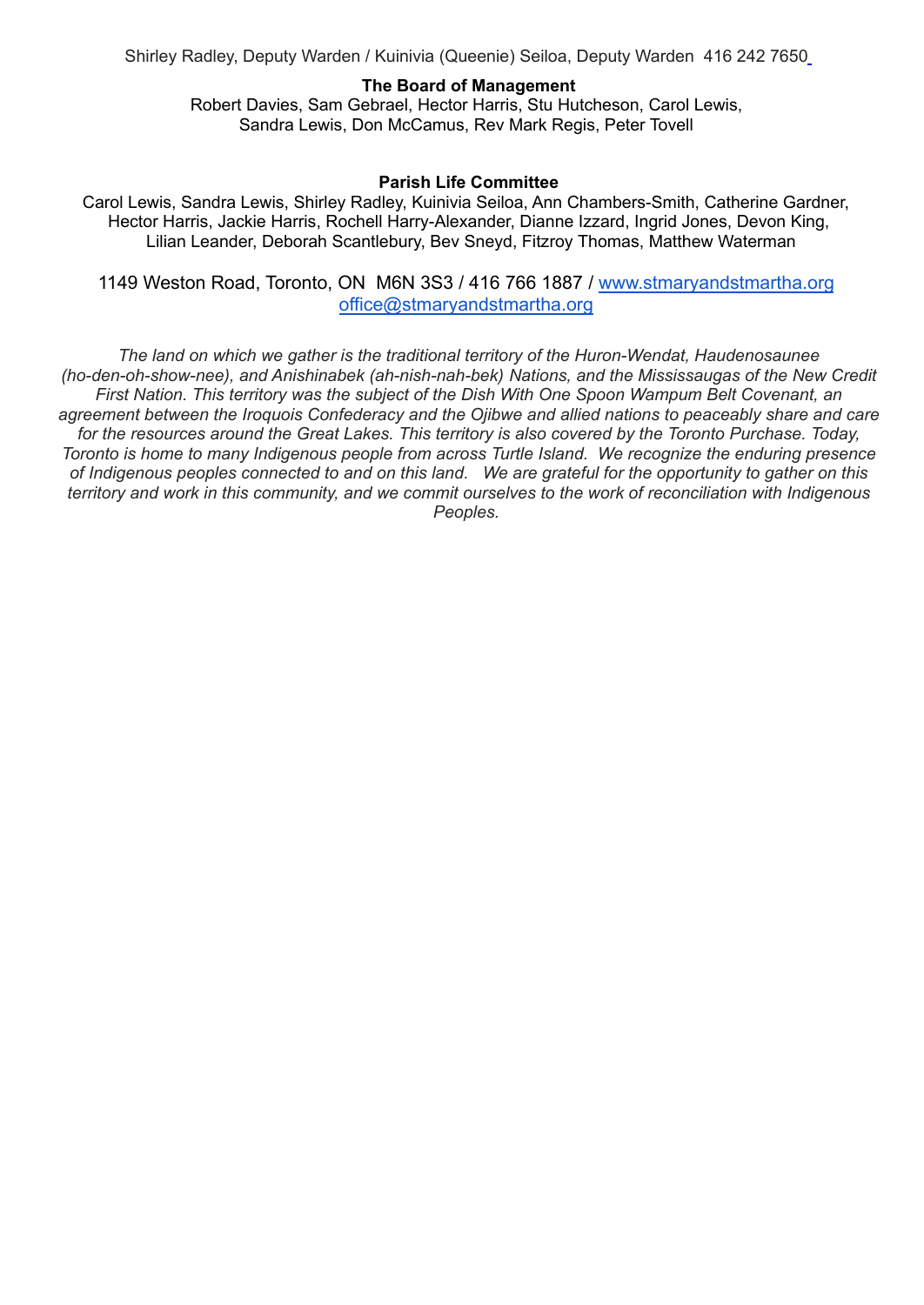Shirley Radley, Deputy Warden / Kuinivia (Queenie) Seiloa, Deputy Warden 416 242 7650

**The Board of Management**

Robert Davies, Sam Gebrael, Hector Harris, Stu Hutcheson, Carol Lewis, Sandra Lewis, Don McCamus, Rev Mark Regis, Peter Tovell

**Parish Life Committee**

Carol Lewis, Sandra Lewis, Shirley Radley, Kuinivia Seiloa, Ann Chambers-Smith, Catherine Gardner, Hector Harris, Jackie Harris, Rochell Harry-Alexander, Dianne Izzard, Ingrid Jones, Devon King, Lilian Leander, Deborah Scantlebury, Bev Sneyd, Fitzroy Thomas, Matthew Waterman

1149 Weston Road, Toronto, ON M6N 3S3 / 416 766 1887 / www.stmaryandstmartha.org
office@stmaryandstmartha.org

*The land on which we gather is the traditional territory of the Huron-Wendat, Haudenosaunee (ho-den-oh-show-nee), and Anishinabek (ah-nish-nah-bek) Nations, and the Mississaugas of the New Credit First Nation. This territory was the subject of the Dish With One Spoon Wampum Belt Covenant, an agreement between the Iroquois Confederacy and the Ojibwe and allied nations to peaceably share and care for the resources around the Great Lakes. This territory is also covered by the Toronto Purchase. Today, Toronto is home to many Indigenous people from across Turtle Island. We recognize the enduring presence of Indigenous peoples connected to and on this land. We are grateful for the opportunity to gather on this territory and work in this community, and we commit ourselves to the work of reconciliation with Indigenous Peoples.*